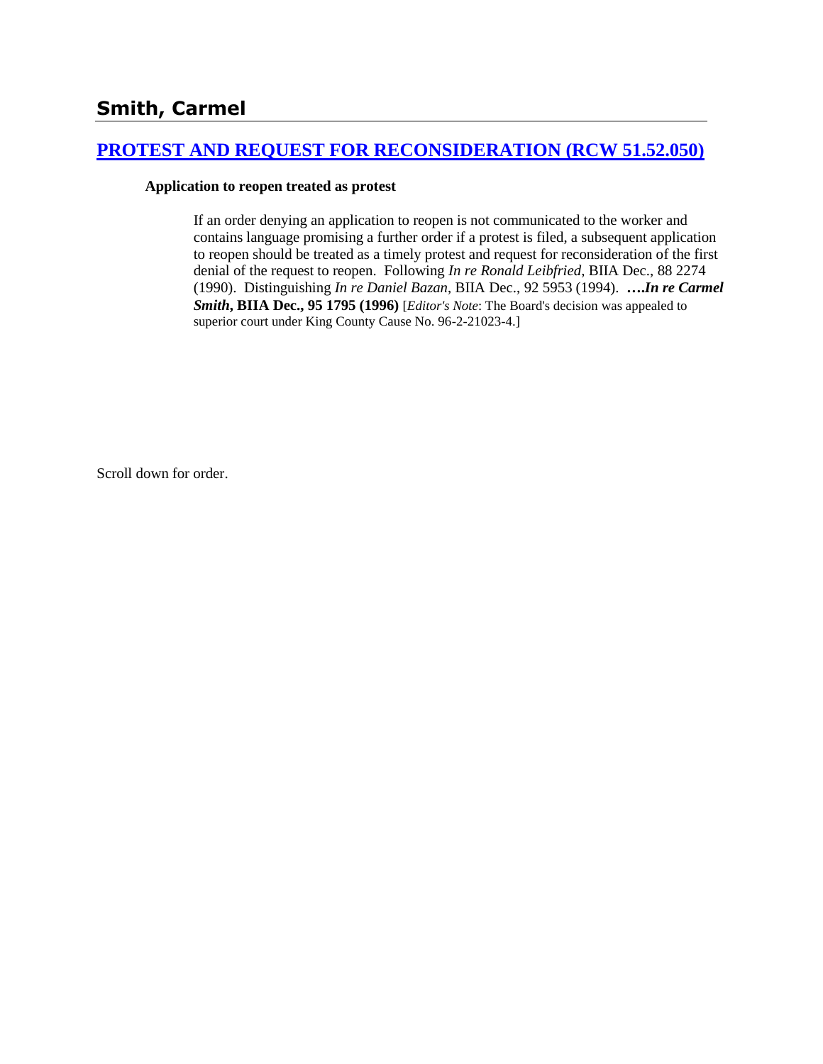# Smith, Carmel

## [PROTEST AND REQUEST FOR RECONSIDERATION (RCW 51.52.050)]

**Application to reopen treated as protest**

> If an order denying an application to reopen is not communicated to the worker and contains language promising a further order if a protest is filed, a subsequent application to reopen should be treated as a timely protest and request for reconsideration of the first denial of the request to reopen. Following *In re Ronald Leibfried*, BIIA Dec., 88 2274 (1990). Distinguishing *In re Daniel Bazan*, BIIA Dec., 92 5953 (1994). ***….In re Carmel Smith*, BIIA Dec., 95 1795 (1996)** [*Editor's Note*: The Board's decision was appealed to superior court under King County Cause No. 96-2-21023-4.]

Scroll down for order.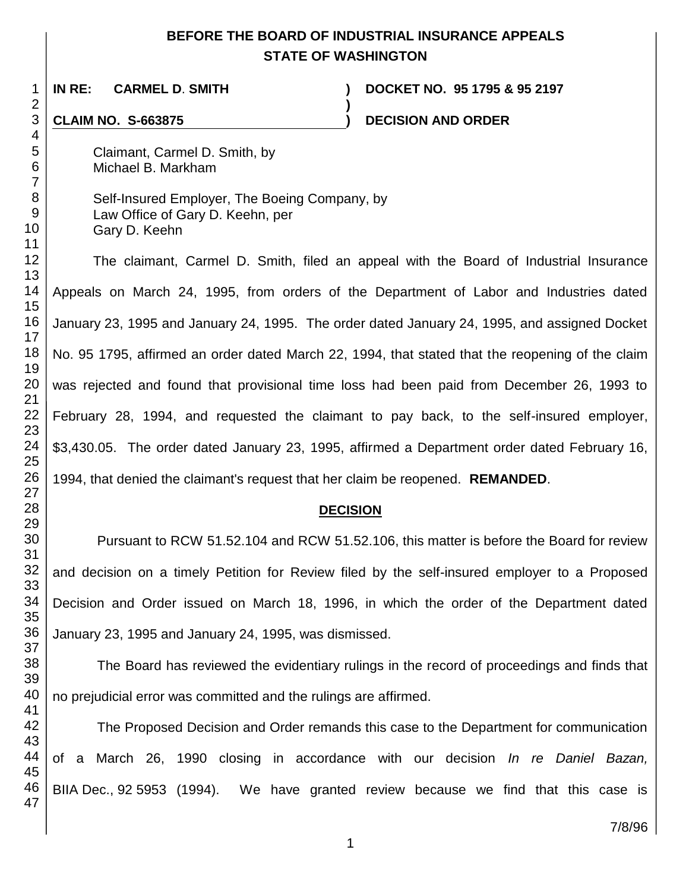# BEFORE THE BOARD OF INDUSTRIAL INSURANCE APPEALS
## STATE OF WASHINGTON

**IN RE: CARMEL D. SMITH** ) **DOCKET NO. 95 1795 & 95 2197**

**CLAIM NO. S-663875** ) **DECISION AND ORDER**

Claimant, Carmel D. Smith, by
Michael B. Markham

Self-Insured Employer, The Boeing Company, by
Law Office of Gary D. Keehn, per
Gary D. Keehn

The claimant, Carmel D. Smith, filed an appeal with the Board of Industrial Insurance Appeals on March 24, 1995, from orders of the Department of Labor and Industries dated January 23, 1995 and January 24, 1995. The order dated January 24, 1995, and assigned Docket No. 95 1795, affirmed an order dated March 22, 1994, that stated that the reopening of the claim was rejected and found that provisional time loss had been paid from December 26, 1993 to February 28, 1994, and requested the claimant to pay back, to the self-insured employer, $3,430.05. The order dated January 23, 1995, affirmed a Department order dated February 16, 1994, that denied the claimant's request that her claim be reopened. **REMANDED**.

## DECISION

Pursuant to RCW 51.52.104 and RCW 51.52.106, this matter is before the Board for review and decision on a timely Petition for Review filed by the self-insured employer to a Proposed Decision and Order issued on March 18, 1996, in which the order of the Department dated January 23, 1995 and January 24, 1995, was dismissed.

The Board has reviewed the evidentiary rulings in the record of proceedings and finds that no prejudicial error was committed and the rulings are affirmed.

The Proposed Decision and Order remands this case to the Department for communication of a March 26, 1990 closing in accordance with our decision *In re Daniel Bazan,* BIIA Dec., 92 5953 (1994). We have granted review because we find that this case is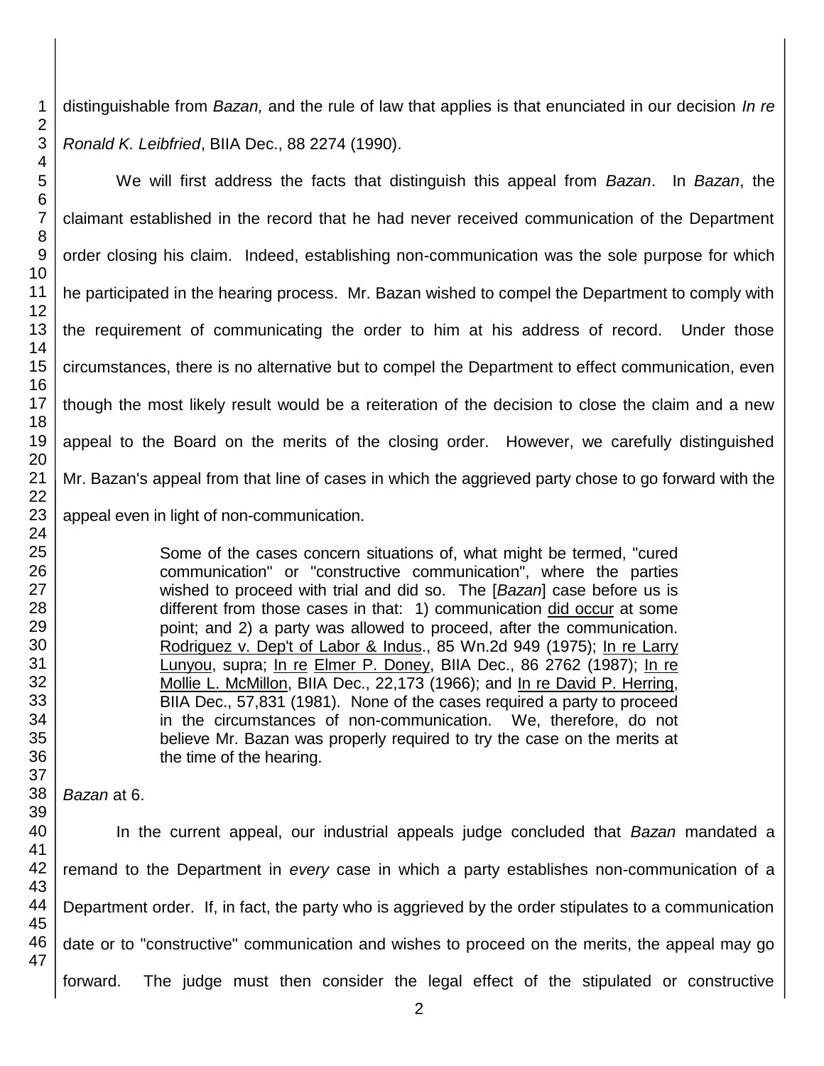distinguishable from *Bazan,* and the rule of law that applies is that enunciated in our decision *In re Ronald K. Leibfried*, BIIA Dec., 88 2274 (1990).

We will first address the facts that distinguish this appeal from *Bazan*. In *Bazan*, the claimant established in the record that he had never received communication of the Department order closing his claim. Indeed, establishing non-communication was the sole purpose for which he participated in the hearing process. Mr. Bazan wished to compel the Department to comply with the requirement of communicating the order to him at his address of record. Under those circumstances, there is no alternative but to compel the Department to effect communication, even though the most likely result would be a reiteration of the decision to close the claim and a new appeal to the Board on the merits of the closing order. However, we carefully distinguished Mr. Bazan's appeal from that line of cases in which the aggrieved party chose to go forward with the appeal even in light of non-communication.

> Some of the cases concern situations of, what might be termed, "cured communication" or "constructive communication", where the parties wished to proceed with trial and did so. The [*Bazan*] case before us is different from those cases in that: 1) communication did occur at some point; and 2) a party was allowed to proceed, after the communication. Rodriguez v. Dep't of Labor & Indus., 85 Wn.2d 949 (1975); In re Larry Lunyou, supra; In re Elmer P. Doney, BIIA Dec., 86 2762 (1987); In re Mollie L. McMillon, BIIA Dec., 22,173 (1966); and In re David P. Herring, BIIA Dec., 57,831 (1981). None of the cases required a party to proceed in the circumstances of non-communication. We, therefore, do not believe Mr. Bazan was properly required to try the case on the merits at the time of the hearing.

*Bazan* at 6.

In the current appeal, our industrial appeals judge concluded that *Bazan* mandated a remand to the Department in *every* case in which a party establishes non-communication of a Department order. If, in fact, the party who is aggrieved by the order stipulates to a communication date or to "constructive" communication and wishes to proceed on the merits, the appeal may go forward. The judge must then consider the legal effect of the stipulated or constructive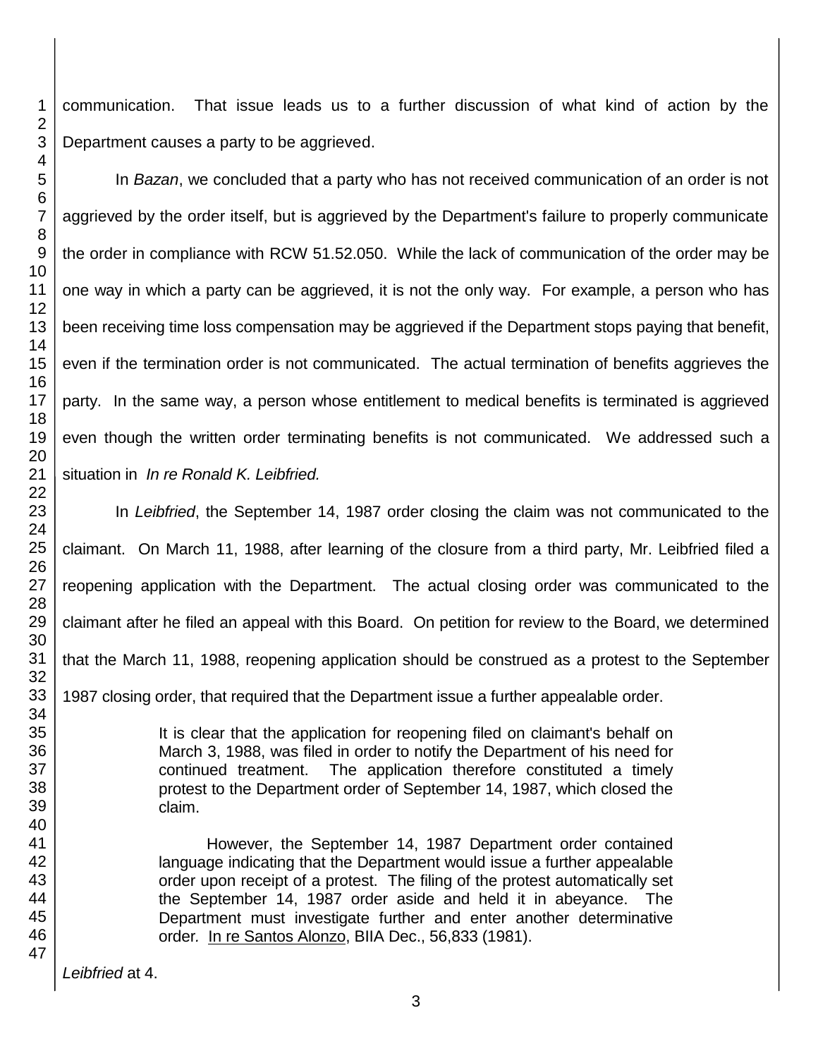communication. That issue leads us to a further discussion of what kind of action by the Department causes a party to be aggrieved.

In *Bazan*, we concluded that a party who has not received communication of an order is not aggrieved by the order itself, but is aggrieved by the Department's failure to properly communicate the order in compliance with RCW 51.52.050. While the lack of communication of the order may be one way in which a party can be aggrieved, it is not the only way. For example, a person who has been receiving time loss compensation may be aggrieved if the Department stops paying that benefit, even if the termination order is not communicated. The actual termination of benefits aggrieves the party. In the same way, a person whose entitlement to medical benefits is terminated is aggrieved even though the written order terminating benefits is not communicated. We addressed such a situation in *In re Ronald K. Leibfried.*

In *Leibfried*, the September 14, 1987 order closing the claim was not communicated to the claimant. On March 11, 1988, after learning of the closure from a third party, Mr. Leibfried filed a reopening application with the Department. The actual closing order was communicated to the claimant after he filed an appeal with this Board. On petition for review to the Board, we determined that the March 11, 1988, reopening application should be construed as a protest to the September 1987 closing order, that required that the Department issue a further appealable order.

> It is clear that the application for reopening filed on claimant's behalf on March 3, 1988, was filed in order to notify the Department of his need for continued treatment. The application therefore constituted a timely protest to the Department order of September 14, 1987, which closed the claim.
>
> However, the September 14, 1987 Department order contained language indicating that the Department would issue a further appealable order upon receipt of a protest. The filing of the protest automatically set the September 14, 1987 order aside and held it in abeyance. The Department must investigate further and enter another determinative order. In re Santos Alonzo, BIIA Dec., 56,833 (1981).

*Leibfried* at 4.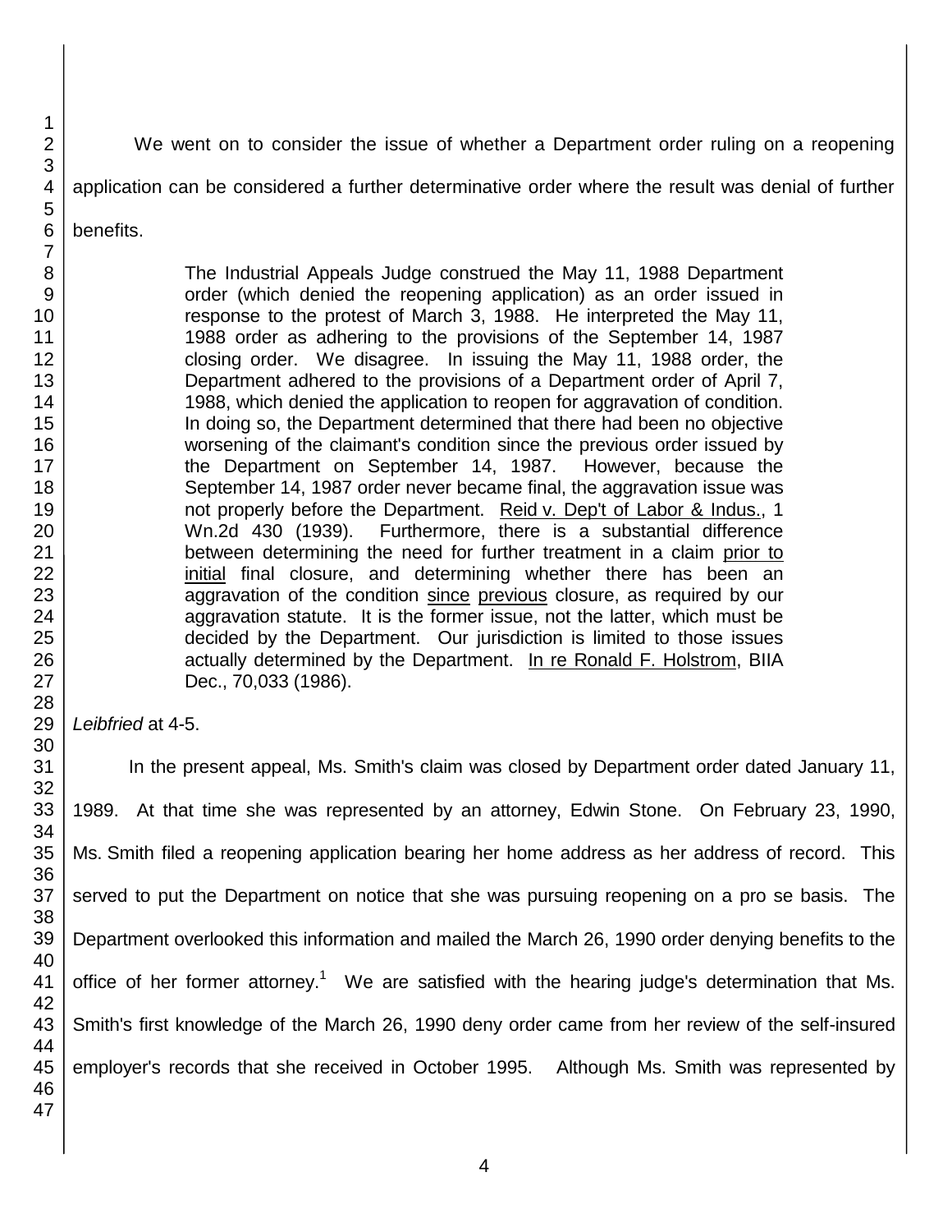We went on to consider the issue of whether a Department order ruling on a reopening application can be considered a further determinative order where the result was denial of further benefits.

> The Industrial Appeals Judge construed the May 11, 1988 Department order (which denied the reopening application) as an order issued in response to the protest of March 3, 1988. He interpreted the May 11, 1988 order as adhering to the provisions of the September 14, 1987 closing order. We disagree. In issuing the May 11, 1988 order, the Department adhered to the provisions of a Department order of April 7, 1988, which denied the application to reopen for aggravation of condition. In doing so, the Department determined that there had been no objective worsening of the claimant's condition since the previous order issued by the Department on September 14, 1987. However, because the September 14, 1987 order never became final, the aggravation issue was not properly before the Department. Reid v. Dep't of Labor & Indus., 1 Wn.2d 430 (1939). Furthermore, there is a substantial difference between determining the need for further treatment in a claim prior to initial final closure, and determining whether there has been an aggravation of the condition since previous closure, as required by our aggravation statute. It is the former issue, not the latter, which must be decided by the Department. Our jurisdiction is limited to those issues actually determined by the Department. In re Ronald F. Holstrom, BIIA Dec., 70,033 (1986).

*Leibfried* at 4-5.

In the present appeal, Ms. Smith's claim was closed by Department order dated January 11, 1989. At that time she was represented by an attorney, Edwin Stone. On February 23, 1990, Ms. Smith filed a reopening application bearing her home address as her address of record. This served to put the Department on notice that she was pursuing reopening on a pro se basis. The Department overlooked this information and mailed the March 26, 1990 order denying benefits to the office of her former attorney.[1] We are satisfied with the hearing judge's determination that Ms. Smith's first knowledge of the March 26, 1990 deny order came from her review of the self-insured employer's records that she received in October 1995. Although Ms. Smith was represented by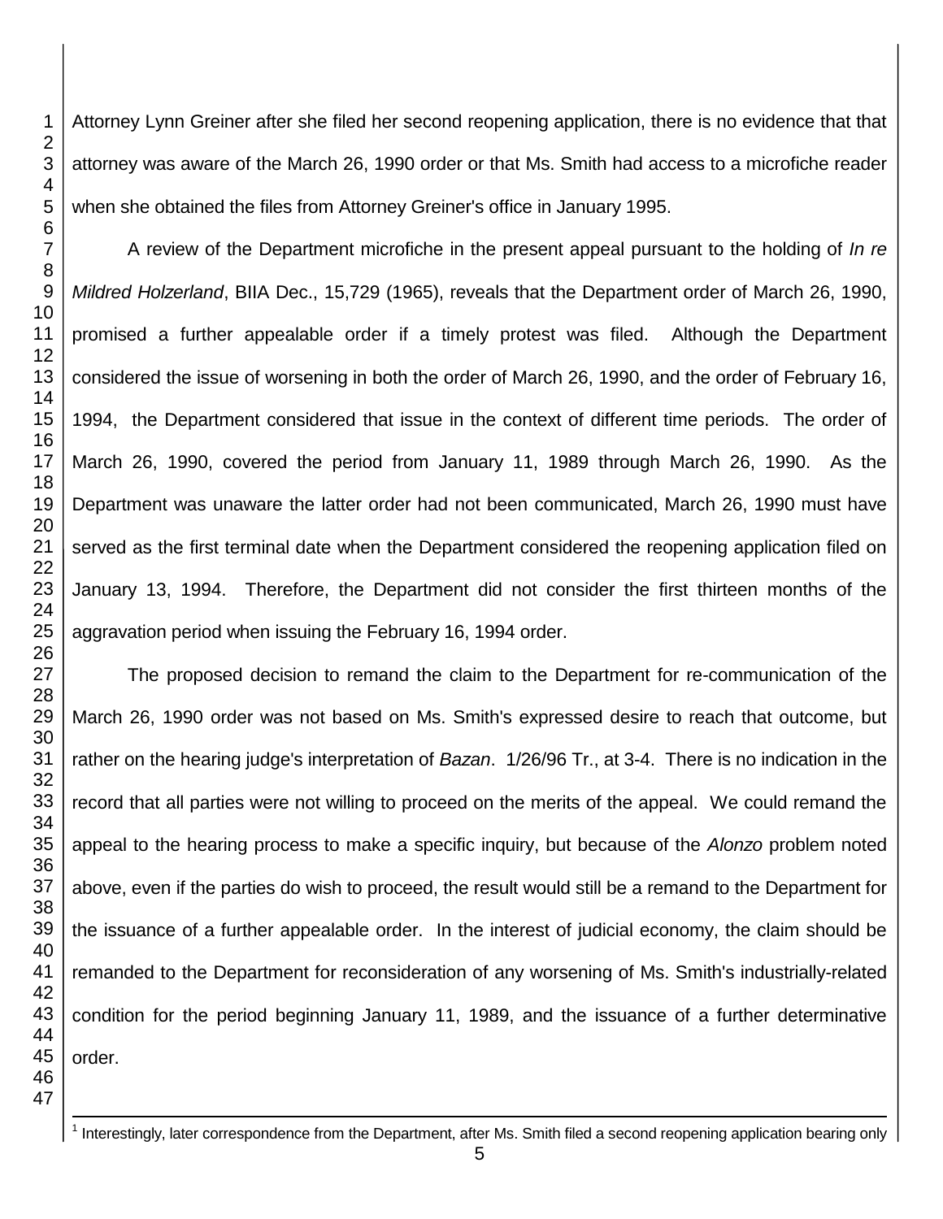Attorney Lynn Greiner after she filed her second reopening application, there is no evidence that that attorney was aware of the March 26, 1990 order or that Ms. Smith had access to a microfiche reader when she obtained the files from Attorney Greiner's office in January 1995.

A review of the Department microfiche in the present appeal pursuant to the holding of *In re Mildred Holzerland*, BIIA Dec., 15,729 (1965), reveals that the Department order of March 26, 1990, promised a further appealable order if a timely protest was filed. Although the Department considered the issue of worsening in both the order of March 26, 1990, and the order of February 16, 1994, the Department considered that issue in the context of different time periods. The order of March 26, 1990, covered the period from January 11, 1989 through March 26, 1990. As the Department was unaware the latter order had not been communicated, March 26, 1990 must have served as the first terminal date when the Department considered the reopening application filed on January 13, 1994. Therefore, the Department did not consider the first thirteen months of the aggravation period when issuing the February 16, 1994 order.

The proposed decision to remand the claim to the Department for re-communication of the March 26, 1990 order was not based on Ms. Smith's expressed desire to reach that outcome, but rather on the hearing judge's interpretation of *Bazan*. 1/26/96 Tr., at 3-4. There is no indication in the record that all parties were not willing to proceed on the merits of the appeal. We could remand the appeal to the hearing process to make a specific inquiry, but because of the *Alonzo* problem noted above, even if the parties do wish to proceed, the result would still be a remand to the Department for the issuance of a further appealable order. In the interest of judicial economy, the claim should be remanded to the Department for reconsideration of any worsening of Ms. Smith's industrially-related condition for the period beginning January 11, 1989, and the issuance of a further determinative order.

[1] Interestingly, later correspondence from the Department, after Ms. Smith filed a second reopening application bearing only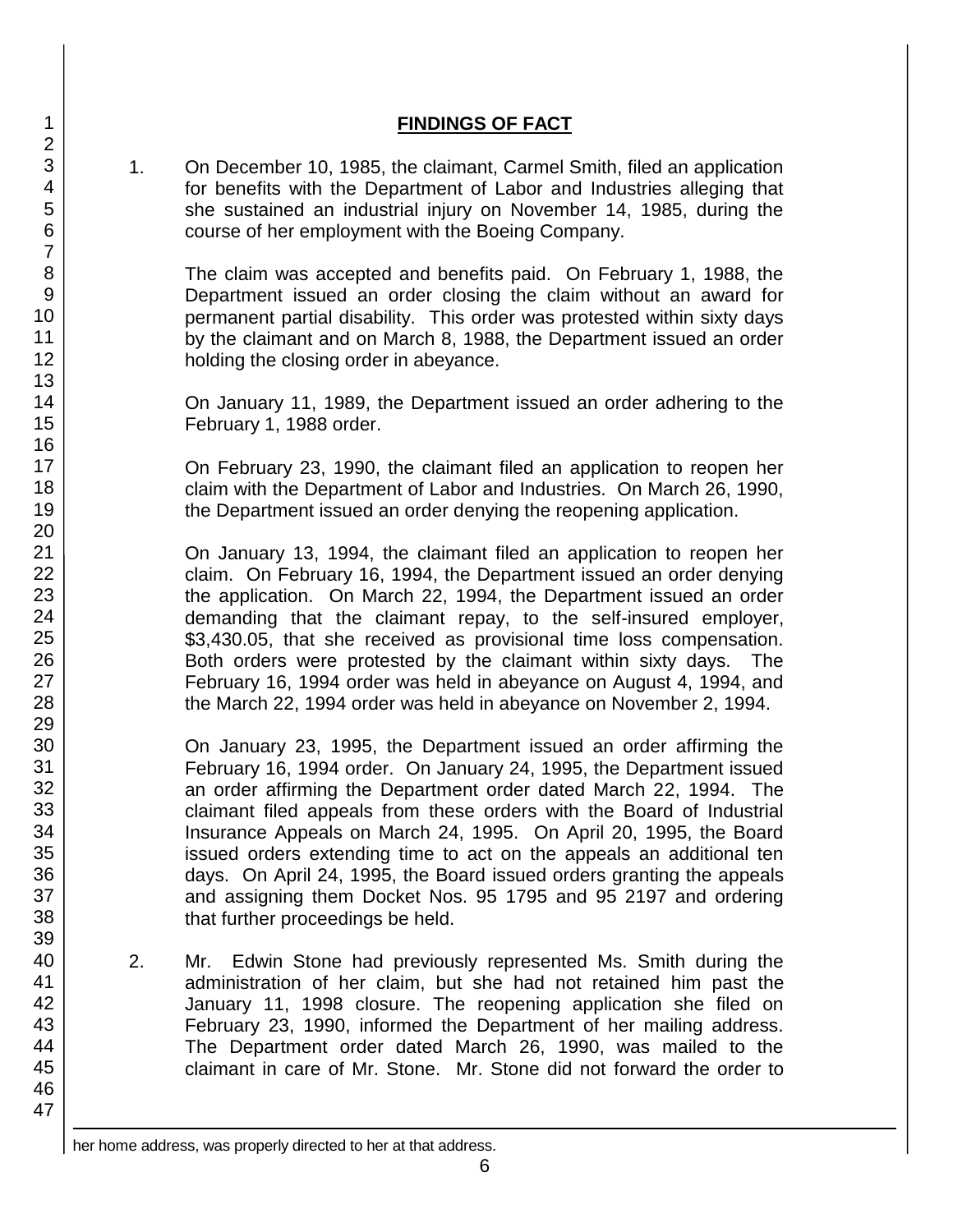## FINDINGS OF FACT

1. On December 10, 1985, the claimant, Carmel Smith, filed an application for benefits with the Department of Labor and Industries alleging that she sustained an industrial injury on November 14, 1985, during the course of her employment with the Boeing Company.

   The claim was accepted and benefits paid. On February 1, 1988, the Department issued an order closing the claim without an award for permanent partial disability. This order was protested within sixty days by the claimant and on March 8, 1988, the Department issued an order holding the closing order in abeyance.

   On January 11, 1989, the Department issued an order adhering to the February 1, 1988 order.

   On February 23, 1990, the claimant filed an application to reopen her claim with the Department of Labor and Industries. On March 26, 1990, the Department issued an order denying the reopening application.

   On January 13, 1994, the claimant filed an application to reopen her claim. On February 16, 1994, the Department issued an order denying the application. On March 22, 1994, the Department issued an order demanding that the claimant repay, to the self-insured employer, $3,430.05, that she received as provisional time loss compensation. Both orders were protested by the claimant within sixty days. The February 16, 1994 order was held in abeyance on August 4, 1994, and the March 22, 1994 order was held in abeyance on November 2, 1994.

   On January 23, 1995, the Department issued an order affirming the February 16, 1994 order. On January 24, 1995, the Department issued an order affirming the Department order dated March 22, 1994. The claimant filed appeals from these orders with the Board of Industrial Insurance Appeals on March 24, 1995. On April 20, 1995, the Board issued orders extending time to act on the appeals an additional ten days. On April 24, 1995, the Board issued orders granting the appeals and assigning them Docket Nos. 95 1795 and 95 2197 and ordering that further proceedings be held.

2. Mr. Edwin Stone had previously represented Ms. Smith during the administration of her claim, but she had not retained him past the January 11, 1998 closure. The reopening application she filed on February 23, 1990, informed the Department of her mailing address. The Department order dated March 26, 1990, was mailed to the claimant in care of Mr. Stone. Mr. Stone did not forward the order to

---

her home address, was properly directed to her at that address.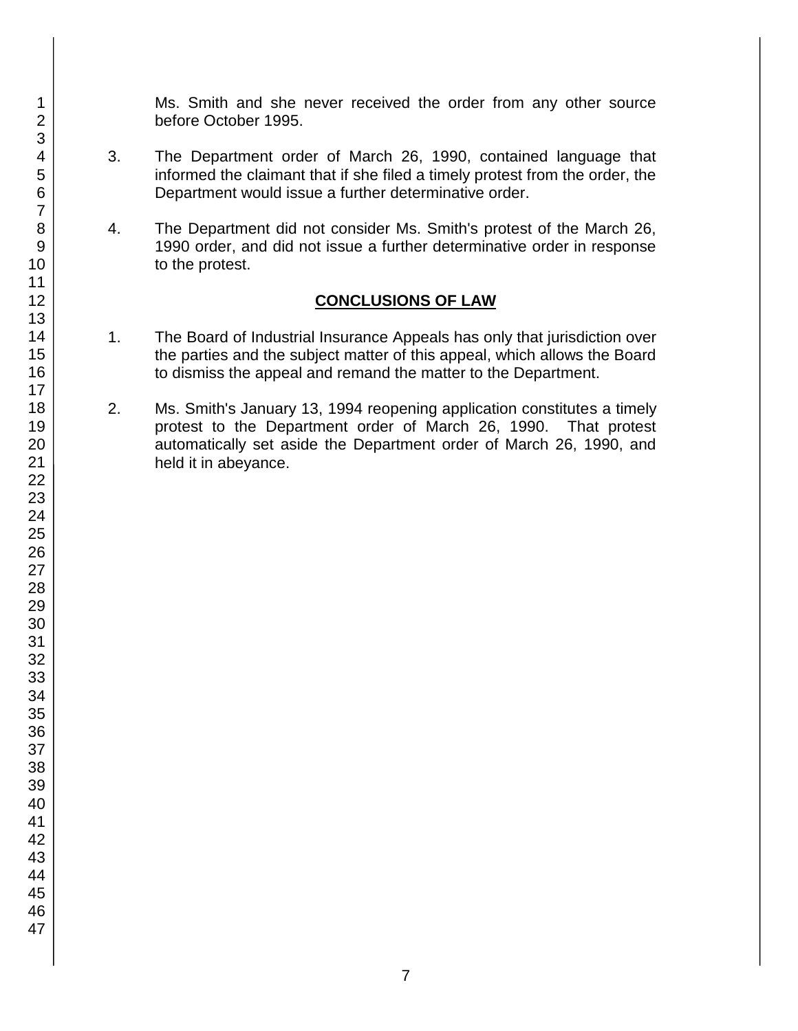Ms. Smith and she never received the order from any other source before October 1995.

3. The Department order of March 26, 1990, contained language that informed the claimant that if she filed a timely protest from the order, the Department would issue a further determinative order.

4. The Department did not consider Ms. Smith's protest of the March 26, 1990 order, and did not issue a further determinative order in response to the protest.

## CONCLUSIONS OF LAW

1. The Board of Industrial Insurance Appeals has only that jurisdiction over the parties and the subject matter of this appeal, which allows the Board to dismiss the appeal and remand the matter to the Department.

2. Ms. Smith's January 13, 1994 reopening application constitutes a timely protest to the Department order of March 26, 1990. That protest automatically set aside the Department order of March 26, 1990, and held it in abeyance.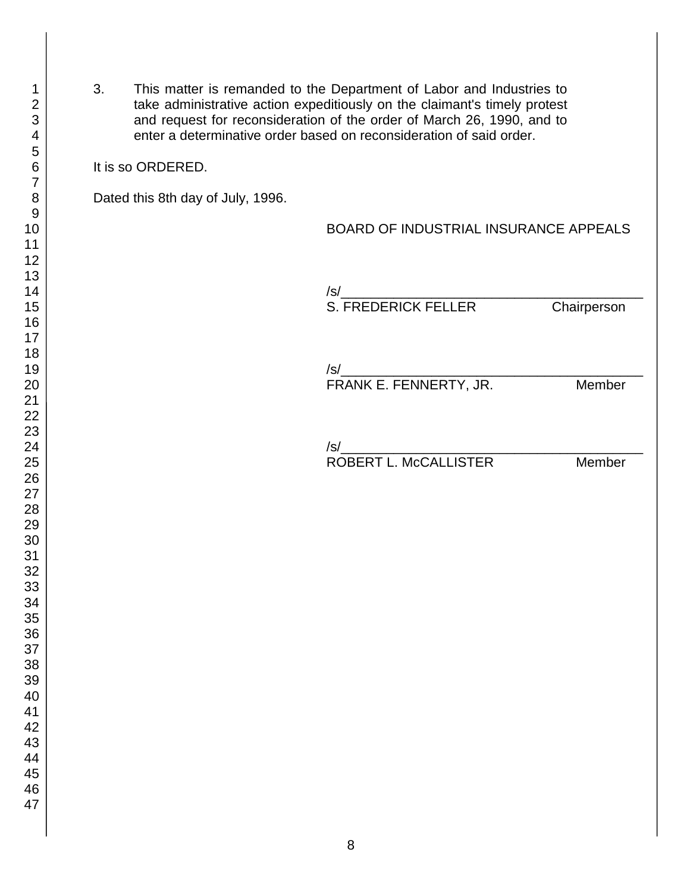3. This matter is remanded to the Department of Labor and Industries to take administrative action expeditiously on the claimant's timely protest and request for reconsideration of the order of March 26, 1990, and to enter a determinative order based on reconsideration of said order.

It is so ORDERED.

Dated this 8th day of July, 1996.

BOARD OF INDUSTRIAL INSURANCE APPEALS

/s/
S. FREDERICK FELLER Chairperson

/s/
FRANK E. FENNERTY, JR. Member

/s/
ROBERT L. McCALLISTER Member